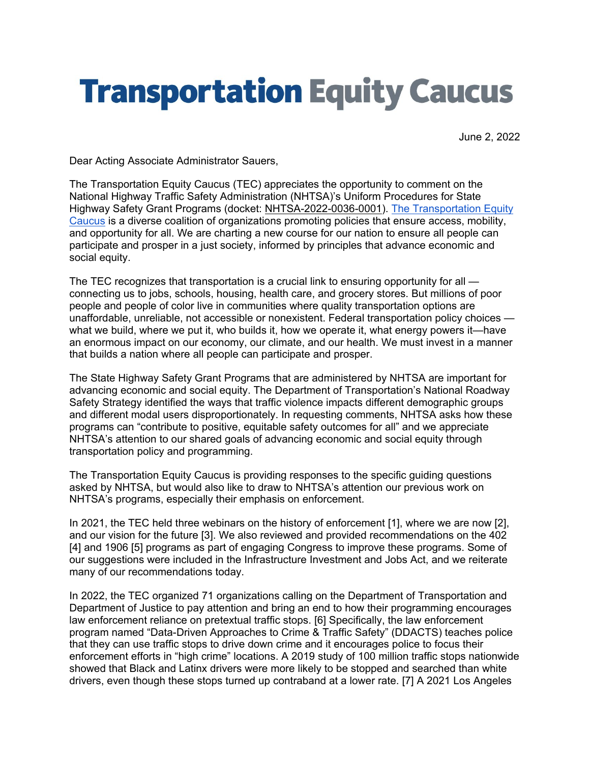# Transportation Equity Caucus

June 2, 2022

Dear Acting Associate Administrator Sauers,

The Transportation Equity Caucus (TEC) appreciates the opportunity to comment on the National Highway Traffic Safety Administration (NHTSA)'s Uniform Procedures for State Highway Safety Grant Programs (docket: NHTSA-2022-0036-0001). The Transportation Equity Caucus is a diverse coalition of organizations promoting policies that ensure access, mobility, and opportunity for all. We are charting a new course for our nation to ensure all people can participate and prosper in a just society, informed by principles that advance economic and social equity.

The TEC recognizes that transportation is a crucial link to ensuring opportunity for all — connecting us to jobs, schools, housing, health care, and grocery stores. But millions of poor people and people of color live in communities where quality transportation options are unaffordable, unreliable, not accessible or nonexistent. Federal transportation policy choices — what we build, where we put it, who builds it, how we operate it, what energy powers it—have an enormous impact on our economy, our climate, and our health. We must invest in a manner that builds a nation where all people can participate and prosper.

The State Highway Safety Grant Programs that are administered by NHTSA are important for advancing economic and social equity. The Department of Transportation's National Roadway Safety Strategy identified the ways that traffic violence impacts different demographic groups and different modal users disproportionately. In requesting comments, NHTSA asks how these programs can "contribute to positive, equitable safety outcomes for all" and we appreciate NHTSA's attention to our shared goals of advancing economic and social equity through transportation policy and programming.

The Transportation Equity Caucus is providing responses to the specific guiding questions asked by NHTSA, but would also like to draw to NHTSA's attention our previous work on NHTSA's programs, especially their emphasis on enforcement.

In 2021, the TEC held three webinars on the history of enforcement [1], where we are now [2], and our vision for the future [3]. We also reviewed and provided recommendations on the 402 [4] and 1906 [5] programs as part of engaging Congress to improve these programs. Some of our suggestions were included in the Infrastructure Investment and Jobs Act, and we reiterate many of our recommendations today.

In 2022, the TEC organized 71 organizations calling on the Department of Transportation and Department of Justice to pay attention and bring an end to how their programming encourages law enforcement reliance on pretextual traffic stops. [6] Specifically, the law enforcement program named "Data-Driven Approaches to Crime & Traffic Safety" (DDACTS) teaches police that they can use traffic stops to drive down crime and it encourages police to focus their enforcement efforts in "high crime" locations. A 2019 study of 100 million traffic stops nationwide showed that Black and Latinx drivers were more likely to be stopped and searched than white drivers, even though these stops turned up contraband at a lower rate. [7] A 2021 Los Angeles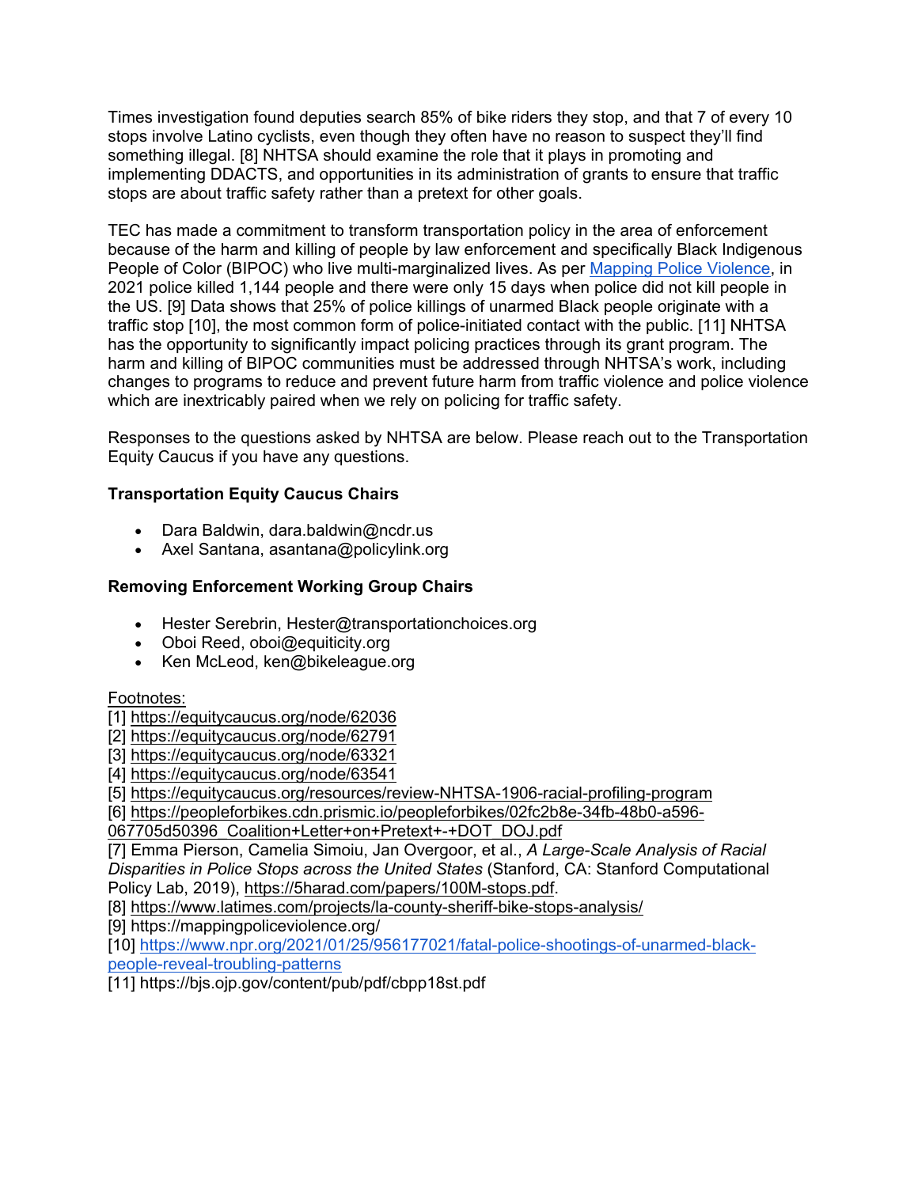Times investigation found deputies search 85% of bike riders they stop, and that 7 of every 10 stops involve Latino cyclists, even though they often have no reason to suspect they'll find something illegal. [8] NHTSA should examine the role that it plays in promoting and implementing DDACTS, and opportunities in its administration of grants to ensure that traffic stops are about traffic safety rather than a pretext for other goals.

TEC has made a commitment to transform transportation policy in the area of enforcement because of the harm and killing of people by law enforcement and specifically Black Indigenous People of Color (BIPOC) who live multi-marginalized lives. As per [Mapping Police Violence](https://mappingpoliceviolence.org/), in 2021 police killed 1,144 people and there were only 15 days when police did not kill people in the US. [9] Data shows that 25% of police killings of unarmed Black people originate with a traffic stop [10], the most common form of police-initiated contact with the public. [11] NHTSA has the opportunity to significantly impact policing practices through its grant program. The harm and killing of BIPOC communities must be addressed through NHTSA's work, including changes to programs to reduce and prevent future harm from traffic violence and police violence which are inextricably paired when we rely on policing for traffic safety.

Responses to the questions asked by NHTSA are below. Please reach out to the Transportation Equity Caucus if you have any questions.

**Transportation Equity Caucus Chairs**

- Dara Baldwin, dara.baldwin@ncdr.us
- Axel Santana, asantana@policylink.org

**Removing Enforcement Working Group Chairs**

- Hester Serebrin, Hester@transportationchoices.org
- Oboi Reed, oboi@equiticity.org
- Ken McLeod, ken@bikeleague.org

Footnotes:

[1] https://equitycaucus.org/node/62036
[2] https://equitycaucus.org/node/62791
[3] https://equitycaucus.org/node/63321
[4] https://equitycaucus.org/node/63541
[5] https://equitycaucus.org/resources/review-NHTSA-1906-racial-profiling-program
[6] https://peopleforbikes.cdn.prismic.io/peopleforbikes/02fc2b8e-34fb-48b0-a596-067705d50396_Coalition+Letter+on+Pretext+-+DOT_DOJ.pdf
[7] Emma Pierson, Camelia Simoiu, Jan Overgoor, et al., *A Large-Scale Analysis of Racial Disparities in Police Stops across the United States* (Stanford, CA: Stanford Computational Policy Lab, 2019), https://5harad.com/papers/100M-stops.pdf.
[8] https://www.latimes.com/projects/la-county-sheriff-bike-stops-analysis/
[9] https://mappingpoliceviolence.org/
[10] https://www.npr.org/2021/01/25/956177021/fatal-police-shootings-of-unarmed-black-people-reveal-troubling-patterns
[11] https://bjs.ojp.gov/content/pub/pdf/cbpp18st.pdf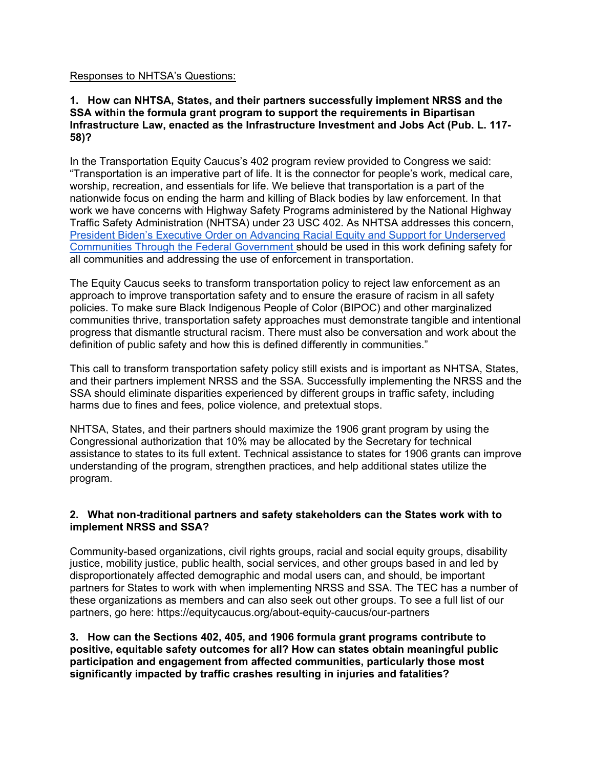Responses to NHTSA's Questions:

**1. How can NHTSA, States, and their partners successfully implement NRSS and the SSA within the formula grant program to support the requirements in Bipartisan Infrastructure Law, enacted as the Infrastructure Investment and Jobs Act (Pub. L. 117-58)?**

In the Transportation Equity Caucus's 402 program review provided to Congress we said: "Transportation is an imperative part of life. It is the connector for people's work, medical care, worship, recreation, and essentials for life. We believe that transportation is a part of the nationwide focus on ending the harm and killing of Black bodies by law enforcement. In that work we have concerns with Highway Safety Programs administered by the National Highway Traffic Safety Administration (NHTSA) under 23 USC 402. As NHTSA addresses this concern, [President Biden's Executive Order on Advancing Racial Equity and Support for Underserved Communities Through the Federal Government] should be used in this work defining safety for all communities and addressing the use of enforcement in transportation.

The Equity Caucus seeks to transform transportation policy to reject law enforcement as an approach to improve transportation safety and to ensure the erasure of racism in all safety policies. To make sure Black Indigenous People of Color (BIPOC) and other marginalized communities thrive, transportation safety approaches must demonstrate tangible and intentional progress that dismantle structural racism. There must also be conversation and work about the definition of public safety and how this is defined differently in communities."

This call to transform transportation safety policy still exists and is important as NHTSA, States, and their partners implement NRSS and the SSA. Successfully implementing the NRSS and the SSA should eliminate disparities experienced by different groups in traffic safety, including harms due to fines and fees, police violence, and pretextual stops.

NHTSA, States, and their partners should maximize the 1906 grant program by using the Congressional authorization that 10% may be allocated by the Secretary for technical assistance to states to its full extent. Technical assistance to states for 1906 grants can improve understanding of the program, strengthen practices, and help additional states utilize the program.

**2. What non-traditional partners and safety stakeholders can the States work with to implement NRSS and SSA?**

Community-based organizations, civil rights groups, racial and social equity groups, disability justice, mobility justice, public health, social services, and other groups based in and led by disproportionately affected demographic and modal users can, and should, be important partners for States to work with when implementing NRSS and SSA. The TEC has a number of these organizations as members and can also seek out other groups. To see a full list of our partners, go here: https://equitycaucus.org/about-equity-caucus/our-partners

**3. How can the Sections 402, 405, and 1906 formula grant programs contribute to positive, equitable safety outcomes for all? How can states obtain meaningful public participation and engagement from affected communities, particularly those most significantly impacted by traffic crashes resulting in injuries and fatalities?**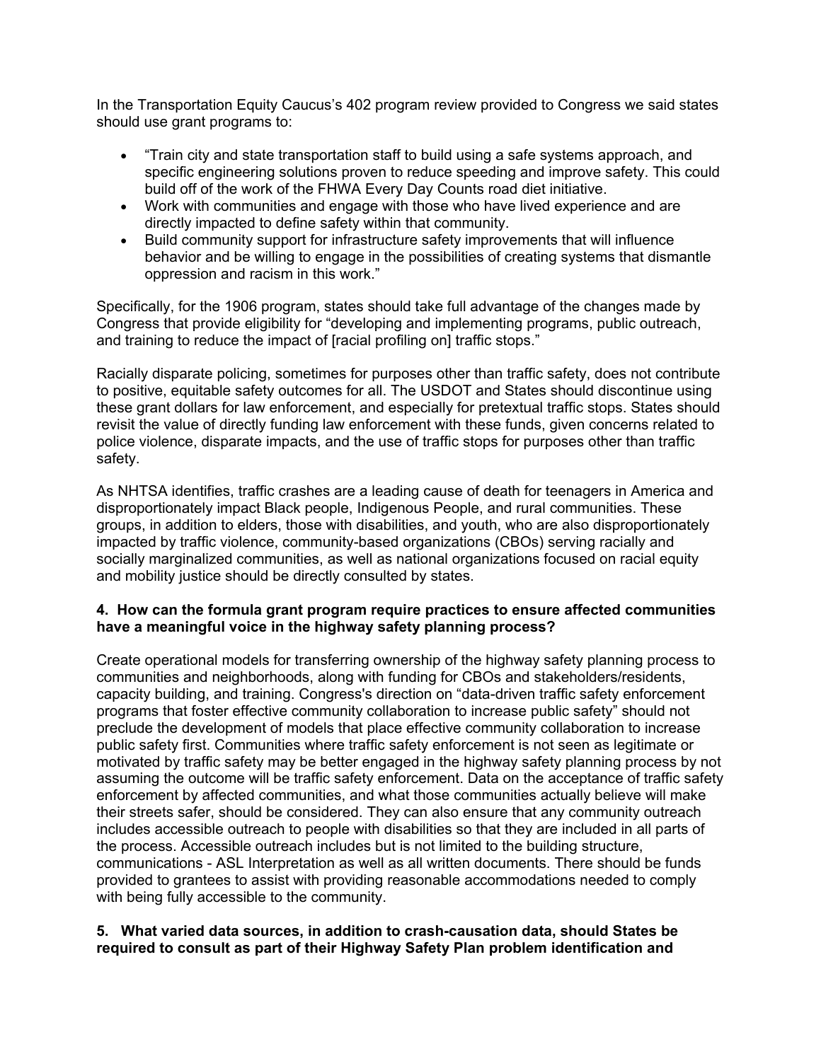In the Transportation Equity Caucus's 402 program review provided to Congress we said states should use grant programs to:

- "Train city and state transportation staff to build using a safe systems approach, and specific engineering solutions proven to reduce speeding and improve safety. This could build off of the work of the FHWA Every Day Counts road diet initiative.
- Work with communities and engage with those who have lived experience and are directly impacted to define safety within that community.
- Build community support for infrastructure safety improvements that will influence behavior and be willing to engage in the possibilities of creating systems that dismantle oppression and racism in this work."

Specifically, for the 1906 program, states should take full advantage of the changes made by Congress that provide eligibility for "developing and implementing programs, public outreach, and training to reduce the impact of [racial profiling on] traffic stops."

Racially disparate policing, sometimes for purposes other than traffic safety, does not contribute to positive, equitable safety outcomes for all. The USDOT and States should discontinue using these grant dollars for law enforcement, and especially for pretextual traffic stops. States should revisit the value of directly funding law enforcement with these funds, given concerns related to police violence, disparate impacts, and the use of traffic stops for purposes other than traffic safety.

As NHTSA identifies, traffic crashes are a leading cause of death for teenagers in America and disproportionately impact Black people, Indigenous People, and rural communities. These groups, in addition to elders, those with disabilities, and youth, who are also disproportionately impacted by traffic violence, community-based organizations (CBOs) serving racially and socially marginalized communities, as well as national organizations focused on racial equity and mobility justice should be directly consulted by states.

**4. How can the formula grant program require practices to ensure affected communities have a meaningful voice in the highway safety planning process?**

Create operational models for transferring ownership of the highway safety planning process to communities and neighborhoods, along with funding for CBOs and stakeholders/residents, capacity building, and training. Congress's direction on "data-driven traffic safety enforcement programs that foster effective community collaboration to increase public safety" should not preclude the development of models that place effective community collaboration to increase public safety first. Communities where traffic safety enforcement is not seen as legitimate or motivated by traffic safety may be better engaged in the highway safety planning process by not assuming the outcome will be traffic safety enforcement. Data on the acceptance of traffic safety enforcement by affected communities, and what those communities actually believe will make their streets safer, should be considered. They can also ensure that any community outreach includes accessible outreach to people with disabilities so that they are included in all parts of the process. Accessible outreach includes but is not limited to the building structure, communications - ASL Interpretation as well as all written documents. There should be funds provided to grantees to assist with providing reasonable accommodations needed to comply with being fully accessible to the community.

**5. What varied data sources, in addition to crash-causation data, should States be required to consult as part of their Highway Safety Plan problem identification and**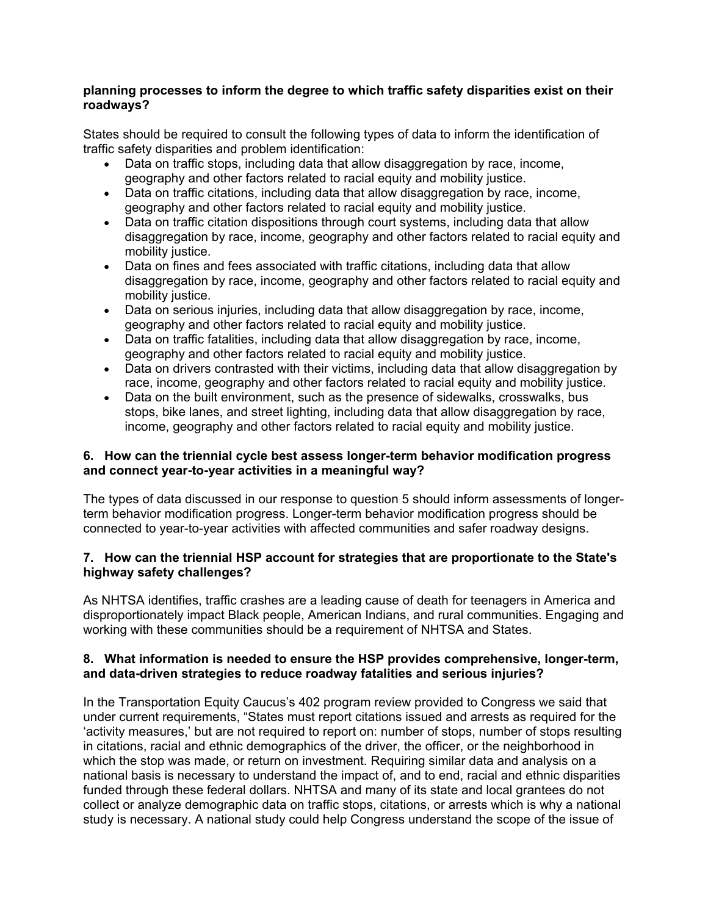**planning processes to inform the degree to which traffic safety disparities exist on their roadways?**

States should be required to consult the following types of data to inform the identification of traffic safety disparities and problem identification:

- Data on traffic stops, including data that allow disaggregation by race, income, geography and other factors related to racial equity and mobility justice.
- Data on traffic citations, including data that allow disaggregation by race, income, geography and other factors related to racial equity and mobility justice.
- Data on traffic citation dispositions through court systems, including data that allow disaggregation by race, income, geography and other factors related to racial equity and mobility justice.
- Data on fines and fees associated with traffic citations, including data that allow disaggregation by race, income, geography and other factors related to racial equity and mobility justice.
- Data on serious injuries, including data that allow disaggregation by race, income, geography and other factors related to racial equity and mobility justice.
- Data on traffic fatalities, including data that allow disaggregation by race, income, geography and other factors related to racial equity and mobility justice.
- Data on drivers contrasted with their victims, including data that allow disaggregation by race, income, geography and other factors related to racial equity and mobility justice.
- Data on the built environment, such as the presence of sidewalks, crosswalks, bus stops, bike lanes, and street lighting, including data that allow disaggregation by race, income, geography and other factors related to racial equity and mobility justice.

**6. How can the triennial cycle best assess longer-term behavior modification progress and connect year-to-year activities in a meaningful way?**

The types of data discussed in our response to question 5 should inform assessments of longer-term behavior modification progress. Longer-term behavior modification progress should be connected to year-to-year activities with affected communities and safer roadway designs.

**7. How can the triennial HSP account for strategies that are proportionate to the State's highway safety challenges?**

As NHTSA identifies, traffic crashes are a leading cause of death for teenagers in America and disproportionately impact Black people, American Indians, and rural communities. Engaging and working with these communities should be a requirement of NHTSA and States.

**8. What information is needed to ensure the HSP provides comprehensive, longer-term, and data-driven strategies to reduce roadway fatalities and serious injuries?**

In the Transportation Equity Caucus's 402 program review provided to Congress we said that under current requirements, "States must report citations issued and arrests as required for the 'activity measures,' but are not required to report on: number of stops, number of stops resulting in citations, racial and ethnic demographics of the driver, the officer, or the neighborhood in which the stop was made, or return on investment. Requiring similar data and analysis on a national basis is necessary to understand the impact of, and to end, racial and ethnic disparities funded through these federal dollars. NHTSA and many of its state and local grantees do not collect or analyze demographic data on traffic stops, citations, or arrests which is why a national study is necessary. A national study could help Congress understand the scope of the issue of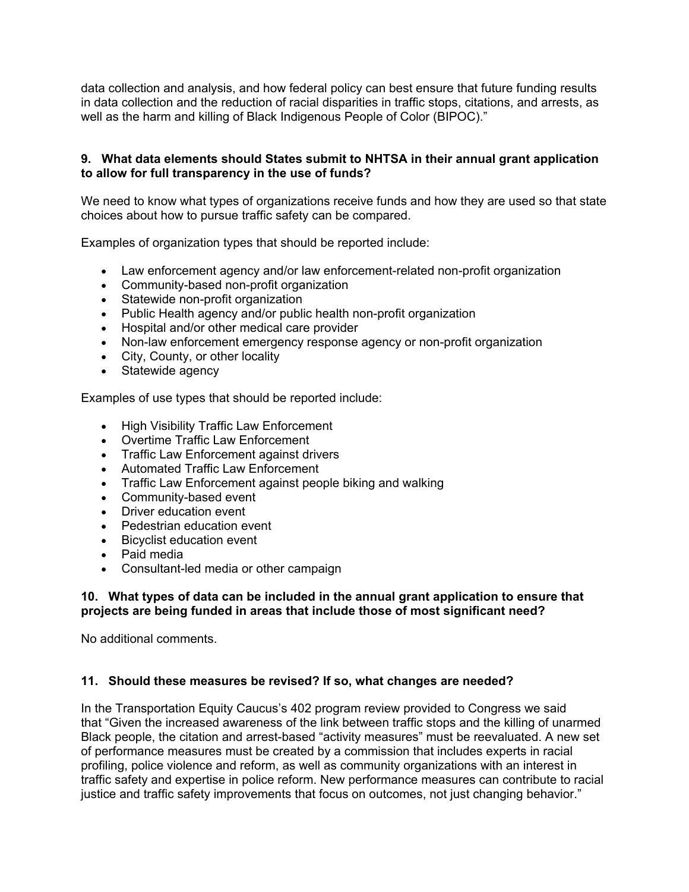data collection and analysis, and how federal policy can best ensure that future funding results in data collection and the reduction of racial disparities in traffic stops, citations, and arrests, as well as the harm and killing of Black Indigenous People of Color (BIPOC)."

**9. What data elements should States submit to NHTSA in their annual grant application to allow for full transparency in the use of funds?**

We need to know what types of organizations receive funds and how they are used so that state choices about how to pursue traffic safety can be compared.

Examples of organization types that should be reported include:

- Law enforcement agency and/or law enforcement-related non-profit organization
- Community-based non-profit organization
- Statewide non-profit organization
- Public Health agency and/or public health non-profit organization
- Hospital and/or other medical care provider
- Non-law enforcement emergency response agency or non-profit organization
- City, County, or other locality
- Statewide agency

Examples of use types that should be reported include:

- High Visibility Traffic Law Enforcement
- Overtime Traffic Law Enforcement
- Traffic Law Enforcement against drivers
- Automated Traffic Law Enforcement
- Traffic Law Enforcement against people biking and walking
- Community-based event
- Driver education event
- Pedestrian education event
- Bicyclist education event
- Paid media
- Consultant-led media or other campaign

**10. What types of data can be included in the annual grant application to ensure that projects are being funded in areas that include those of most significant need?**

No additional comments.

**11. Should these measures be revised? If so, what changes are needed?**

In the Transportation Equity Caucus's 402 program review provided to Congress we said that "Given the increased awareness of the link between traffic stops and the killing of unarmed Black people, the citation and arrest-based "activity measures" must be reevaluated. A new set of performance measures must be created by a commission that includes experts in racial profiling, police violence and reform, as well as community organizations with an interest in traffic safety and expertise in police reform. New performance measures can contribute to racial justice and traffic safety improvements that focus on outcomes, not just changing behavior."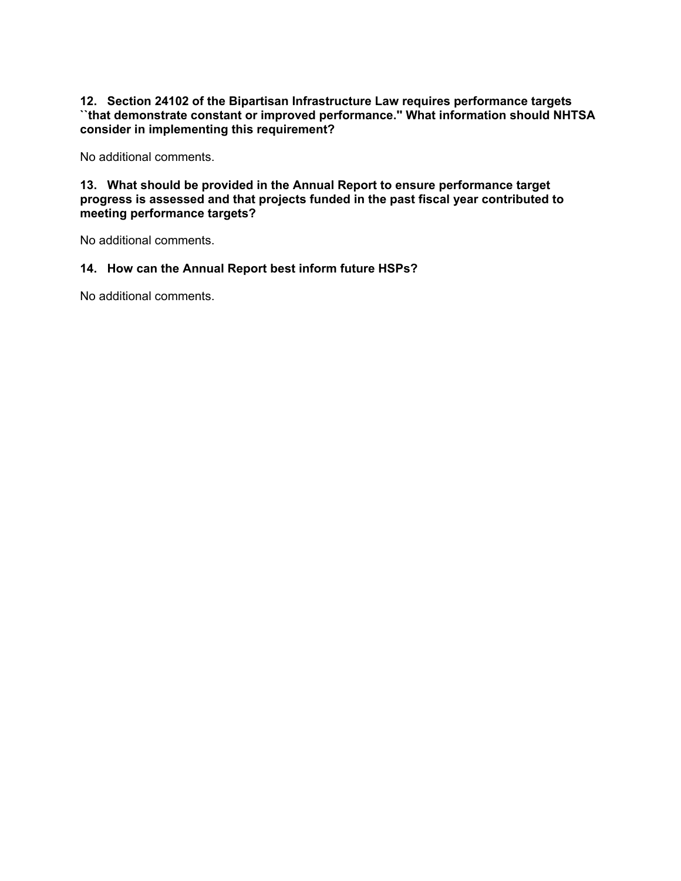**12. Section 24102 of the Bipartisan Infrastructure Law requires performance targets ``that demonstrate constant or improved performance.'' What information should NHTSA consider in implementing this requirement?**

No additional comments.

**13. What should be provided in the Annual Report to ensure performance target progress is assessed and that projects funded in the past fiscal year contributed to meeting performance targets?**

No additional comments.

**14. How can the Annual Report best inform future HSPs?**

No additional comments.